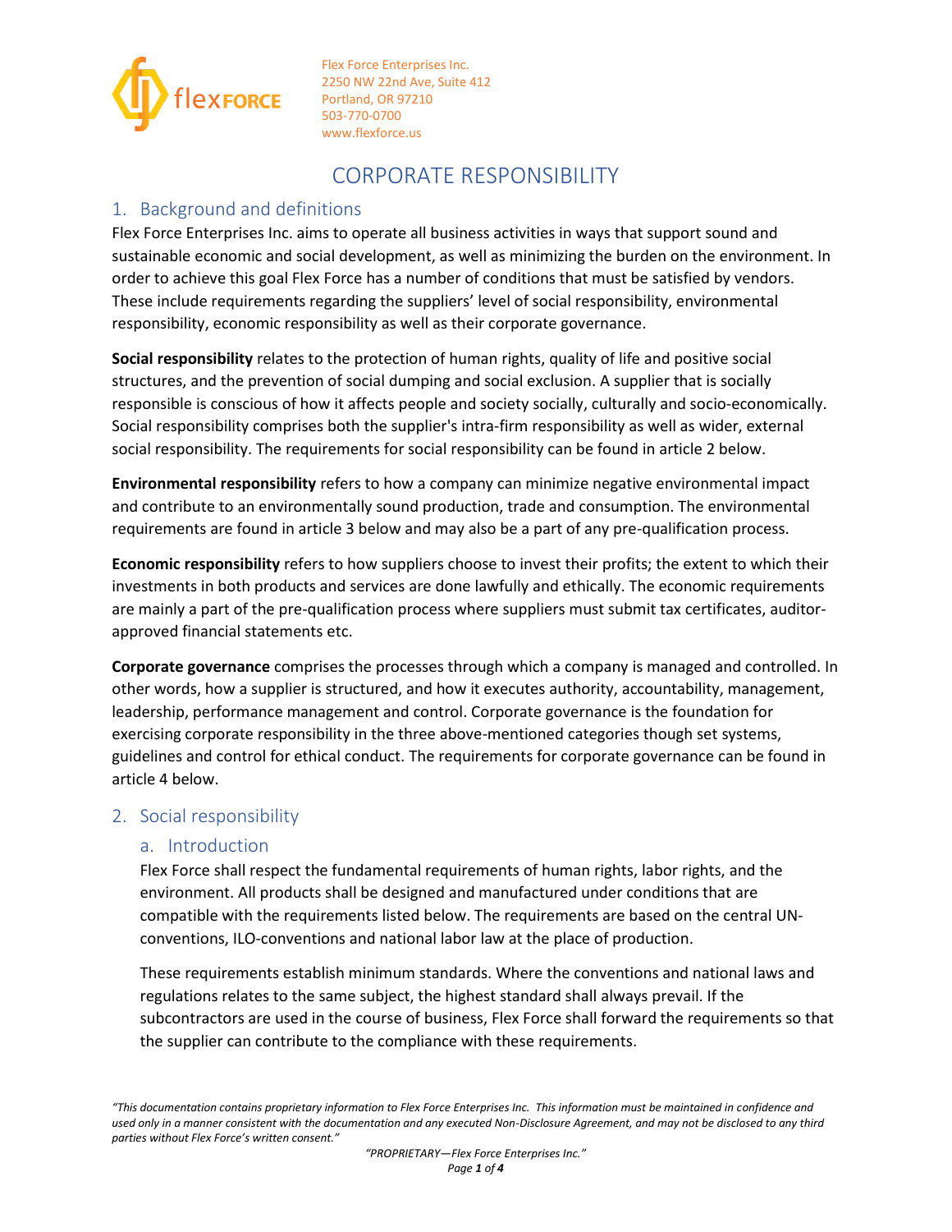Flex Force Enterprises Inc.
2250 NW 22nd Ave, Suite 412
Portland, OR 97210
503-770-0700
www.flexforce.us

# CORPORATE RESPONSIBILITY

## 1. Background and definitions

Flex Force Enterprises Inc. aims to operate all business activities in ways that support sound and sustainable economic and social development, as well as minimizing the burden on the environment. In order to achieve this goal Flex Force has a number of conditions that must be satisfied by vendors. These include requirements regarding the suppliers' level of social responsibility, environmental responsibility, economic responsibility as well as their corporate governance.

**Social responsibility** relates to the protection of human rights, quality of life and positive social structures, and the prevention of social dumping and social exclusion. A supplier that is socially responsible is conscious of how it affects people and society socially, culturally and socio-economically. Social responsibility comprises both the supplier's intra-firm responsibility as well as wider, external social responsibility. The requirements for social responsibility can be found in article 2 below.

**Environmental responsibility** refers to how a company can minimize negative environmental impact and contribute to an environmentally sound production, trade and consumption. The environmental requirements are found in article 3 below and may also be a part of any pre-qualification process.

**Economic responsibility** refers to how suppliers choose to invest their profits; the extent to which their investments in both products and services are done lawfully and ethically. The economic requirements are mainly a part of the pre-qualification process where suppliers must submit tax certificates, auditor-approved financial statements etc.

**Corporate governance** comprises the processes through which a company is managed and controlled. In other words, how a supplier is structured, and how it executes authority, accountability, management, leadership, performance management and control. Corporate governance is the foundation for exercising corporate responsibility in the three above-mentioned categories though set systems, guidelines and control for ethical conduct. The requirements for corporate governance can be found in article 4 below.

## 2. Social responsibility

### a. Introduction

Flex Force shall respect the fundamental requirements of human rights, labor rights, and the environment. All products shall be designed and manufactured under conditions that are compatible with the requirements listed below. The requirements are based on the central UN-conventions, ILO-conventions and national labor law at the place of production.

These requirements establish minimum standards. Where the conventions and national laws and regulations relates to the same subject, the highest standard shall always prevail. If the subcontractors are used in the course of business, Flex Force shall forward the requirements so that the supplier can contribute to the compliance with these requirements.

*"This documentation contains proprietary information to Flex Force Enterprises Inc. This information must be maintained in confidence and used only in a manner consistent with the documentation and any executed Non-Disclosure Agreement, and may not be disclosed to any third parties without Flex Force's written consent."*

*"PROPRIETARY—Flex Force Enterprises Inc."*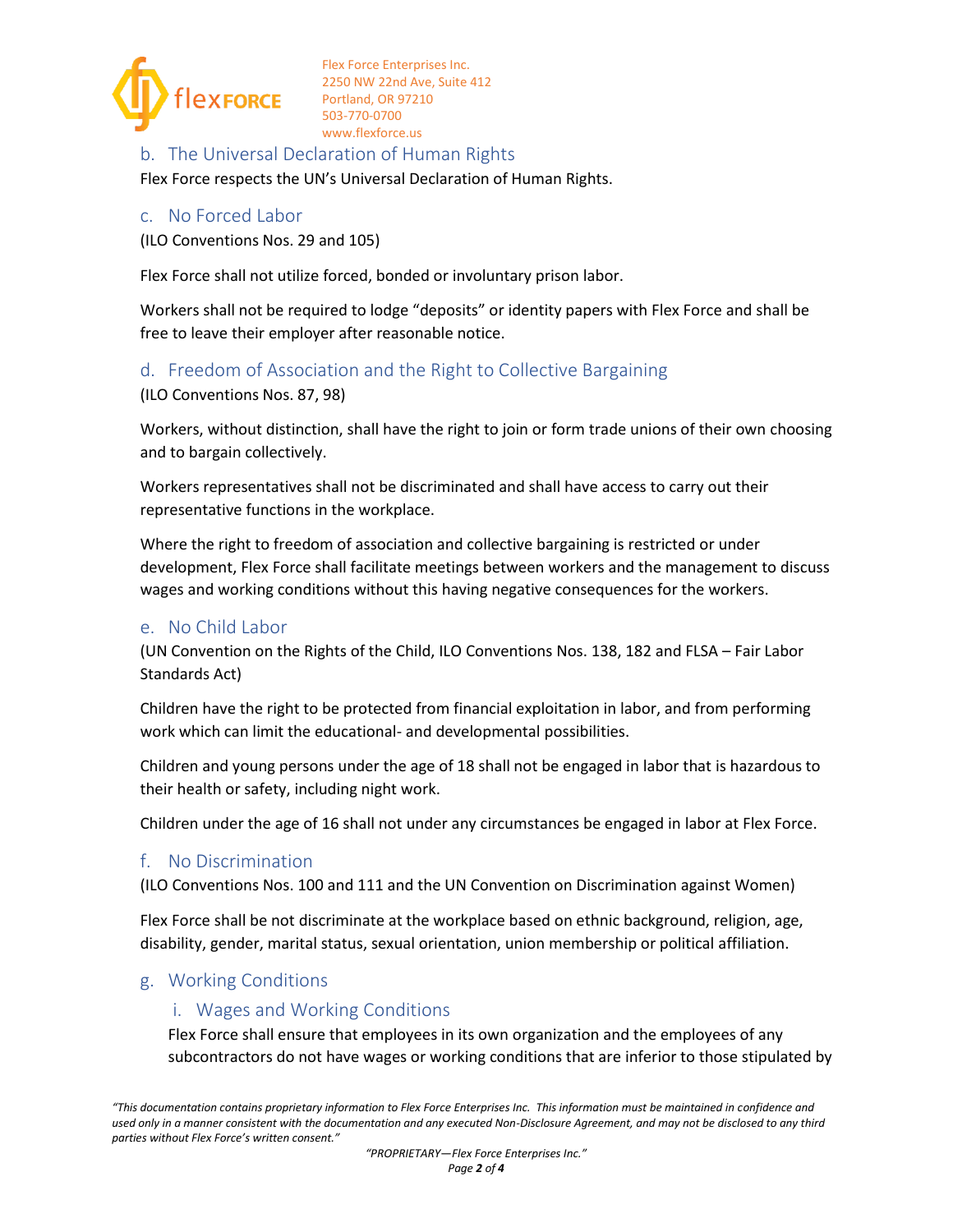## b. The Universal Declaration of Human Rights

Flex Force respects the UN's Universal Declaration of Human Rights.

## c. No Forced Labor

(ILO Conventions Nos. 29 and 105)

Flex Force shall not utilize forced, bonded or involuntary prison labor.

Workers shall not be required to lodge "deposits" or identity papers with Flex Force and shall be free to leave their employer after reasonable notice.

## d. Freedom of Association and the Right to Collective Bargaining

(ILO Conventions Nos. 87, 98)

Workers, without distinction, shall have the right to join or form trade unions of their own choosing and to bargain collectively.

Workers representatives shall not be discriminated and shall have access to carry out their representative functions in the workplace.

Where the right to freedom of association and collective bargaining is restricted or under development, Flex Force shall facilitate meetings between workers and the management to discuss wages and working conditions without this having negative consequences for the workers.

## e. No Child Labor

(UN Convention on the Rights of the Child, ILO Conventions Nos. 138, 182 and FLSA – Fair Labor Standards Act)

Children have the right to be protected from financial exploitation in labor, and from performing work which can limit the educational- and developmental possibilities.

Children and young persons under the age of 18 shall not be engaged in labor that is hazardous to their health or safety, including night work.

Children under the age of 16 shall not under any circumstances be engaged in labor at Flex Force.

## f. No Discrimination

(ILO Conventions Nos. 100 and 111 and the UN Convention on Discrimination against Women)

Flex Force shall be not discriminate at the workplace based on ethnic background, religion, age, disability, gender, marital status, sexual orientation, union membership or political affiliation.

## g. Working Conditions

### i. Wages and Working Conditions

Flex Force shall ensure that employees in its own organization and the employees of any subcontractors do not have wages or working conditions that are inferior to those stipulated by

*"This documentation contains proprietary information to Flex Force Enterprises Inc. This information must be maintained in confidence and used only in a manner consistent with the documentation and any executed Non-Disclosure Agreement, and may not be disclosed to any third parties without Flex Force's written consent."*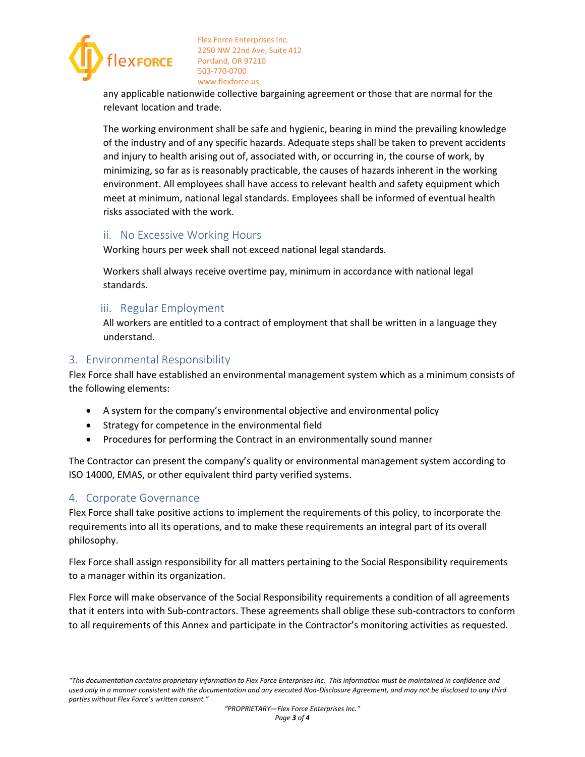any applicable nationwide collective bargaining agreement or those that are normal for the relevant location and trade.

The working environment shall be safe and hygienic, bearing in mind the prevailing knowledge of the industry and of any specific hazards. Adequate steps shall be taken to prevent accidents and injury to health arising out of, associated with, or occurring in, the course of work, by minimizing, so far as is reasonably practicable, the causes of hazards inherent in the working environment. All employees shall have access to relevant health and safety equipment which meet at minimum, national legal standards. Employees shall be informed of eventual health risks associated with the work.

### ii. No Excessive Working Hours

Working hours per week shall not exceed national legal standards.

Workers shall always receive overtime pay, minimum in accordance with national legal standards.

### iii. Regular Employment

All workers are entitled to a contract of employment that shall be written in a language they understand.

## 3. Environmental Responsibility

Flex Force shall have established an environmental management system which as a minimum consists of the following elements:

- A system for the company's environmental objective and environmental policy
- Strategy for competence in the environmental field
- Procedures for performing the Contract in an environmentally sound manner

The Contractor can present the company's quality or environmental management system according to ISO 14000, EMAS, or other equivalent third party verified systems.

## 4. Corporate Governance

Flex Force shall take positive actions to implement the requirements of this policy, to incorporate the requirements into all its operations, and to make these requirements an integral part of its overall philosophy.

Flex Force shall assign responsibility for all matters pertaining to the Social Responsibility requirements to a manager within its organization.

Flex Force will make observance of the Social Responsibility requirements a condition of all agreements that it enters into with Sub-contractors. These agreements shall oblige these sub-contractors to conform to all requirements of this Annex and participate in the Contractor's monitoring activities as requested.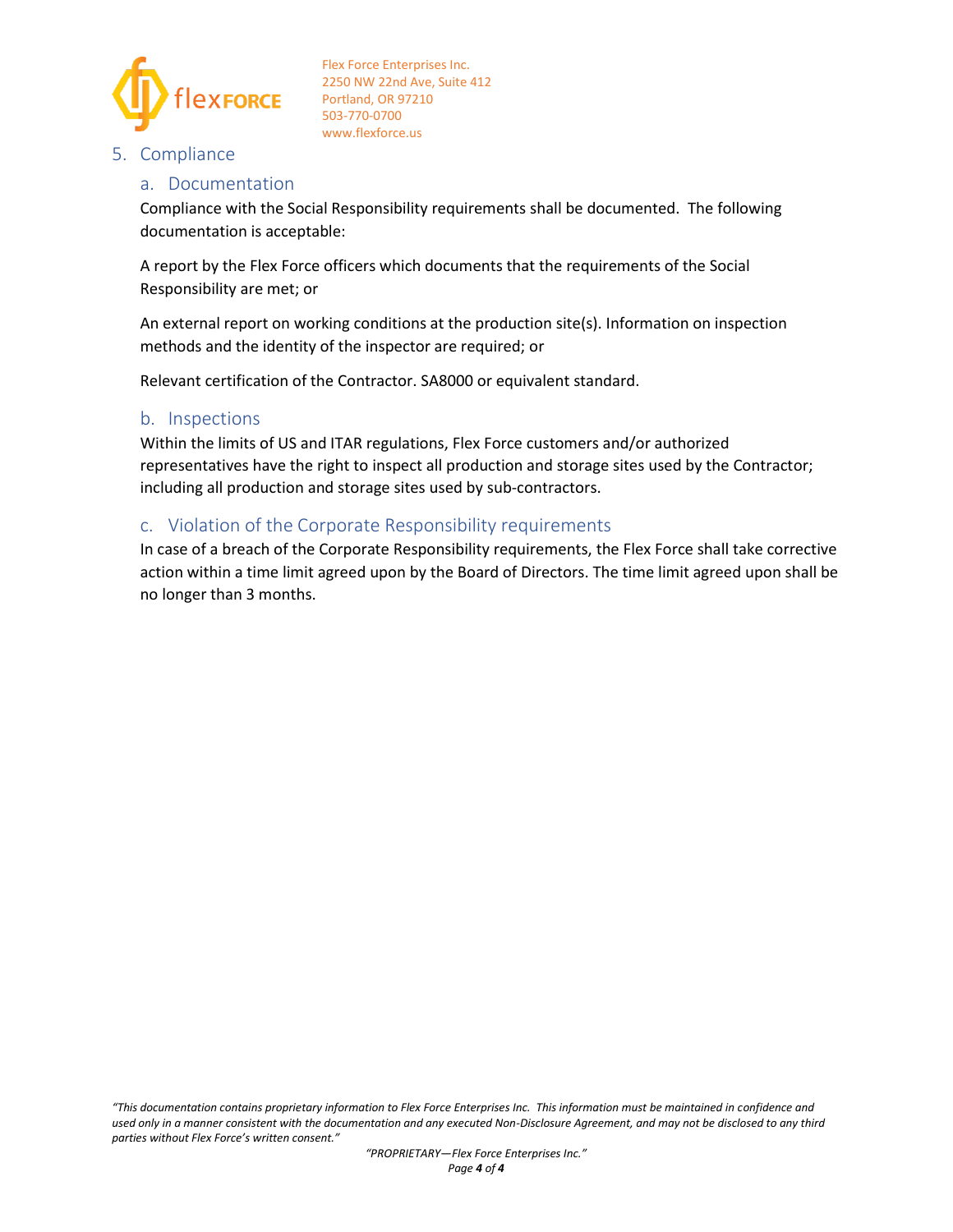## 5. Compliance

### a. Documentation

Compliance with the Social Responsibility requirements shall be documented. The following documentation is acceptable:

A report by the Flex Force officers which documents that the requirements of the Social Responsibility are met; or

An external report on working conditions at the production site(s). Information on inspection methods and the identity of the inspector are required; or

Relevant certification of the Contractor. SA8000 or equivalent standard.

### b. Inspections

Within the limits of US and ITAR regulations, Flex Force customers and/or authorized representatives have the right to inspect all production and storage sites used by the Contractor; including all production and storage sites used by sub-contractors.

### c. Violation of the Corporate Responsibility requirements

In case of a breach of the Corporate Responsibility requirements, the Flex Force shall take corrective action within a time limit agreed upon by the Board of Directors. The time limit agreed upon shall be no longer than 3 months.